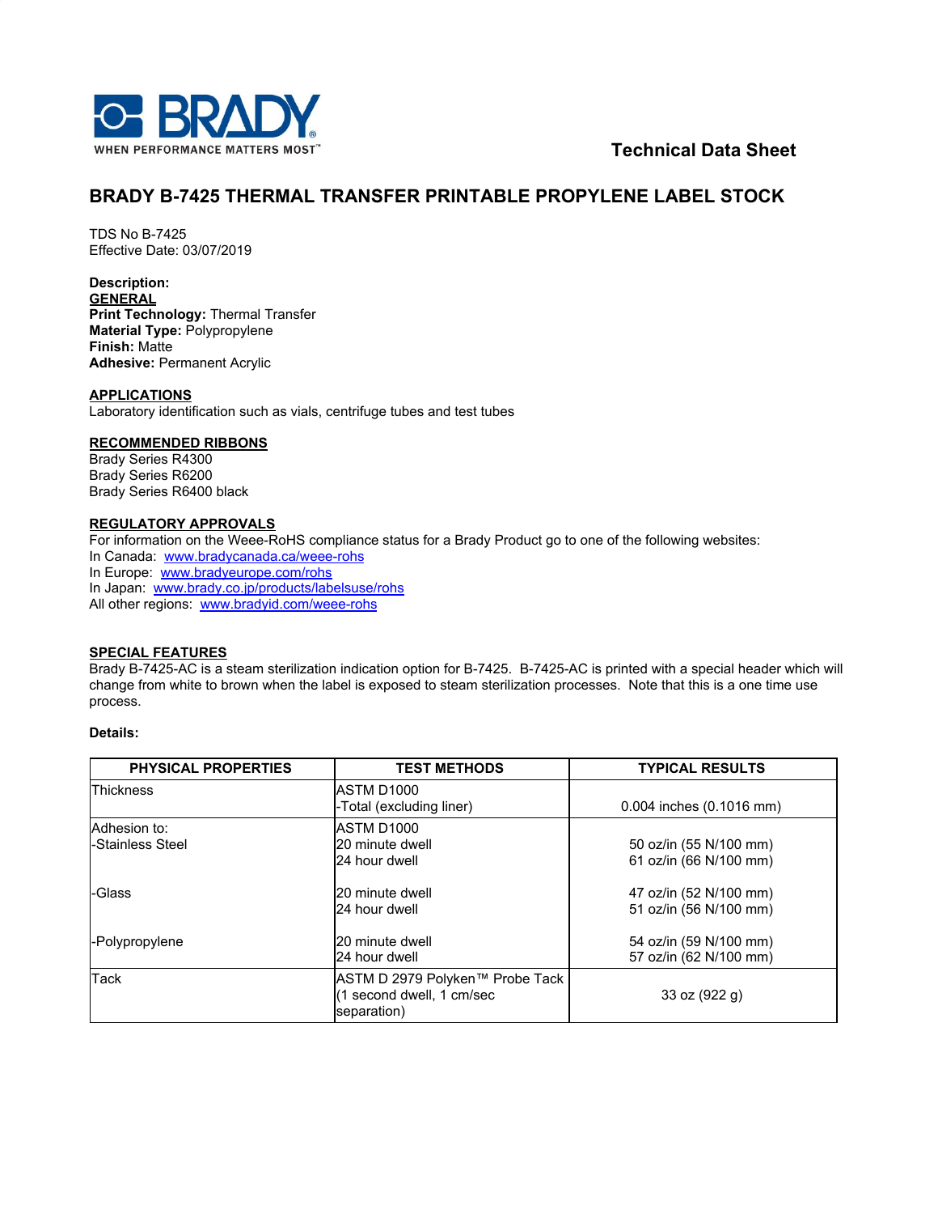**Technical Data Sheet**

# BRADY B-7425 THERMAL TRANSFER PRINTABLE PROPYLENE LABEL STOCK

TDS No B-7425
Effective Date: 03/07/2019

**Description:**

**GENERAL**

**Print Technology:** Thermal Transfer
**Material Type:** Polypropylene
**Finish:** Matte
**Adhesive:** Permanent Acrylic

**APPLICATIONS**

Laboratory identification such as vials, centrifuge tubes and test tubes

**RECOMMENDED RIBBONS**

Brady Series R4300
Brady Series R6200
Brady Series R6400 black

**REGULATORY APPROVALS**

For information on the Weee-RoHS compliance status for a Brady Product go to one of the following websites:
In Canada: www.bradycanada.ca/weee-rohs
In Europe: www.bradyeurope.com/rohs
In Japan: www.brady.co.jp/products/labelsuse/rohs
All other regions: www.bradyid.com/weee-rohs

**SPECIAL FEATURES**

Brady B-7425-AC is a steam sterilization indication option for B-7425. B-7425-AC is printed with a special header which will change from white to brown when the label is exposed to steam sterilization processes. Note that this is a one time use process.

**Details:**

| PHYSICAL PROPERTIES | TEST METHODS | TYPICAL RESULTS |
|---|---|---|
| Thickness | ASTM D1000<br>-Total (excluding liner) | 0.004 inches (0.1016 mm) |
| Adhesion to:<br>-Stainless Steel | ASTM D1000<br>20 minute dwell<br>24 hour dwell | 50 oz/in (55 N/100 mm)<br>61 oz/in (66 N/100 mm) |
| -Glass | 20 minute dwell<br>24 hour dwell | 47 oz/in (52 N/100 mm)<br>51 oz/in (56 N/100 mm) |
| -Polypropylene | 20 minute dwell<br>24 hour dwell | 54 oz/in (59 N/100 mm)<br>57 oz/in (62 N/100 mm) |
| Tack | ASTM D 2979 Polyken™ Probe Tack (1 second dwell, 1 cm/sec separation) | 33 oz (922 g) |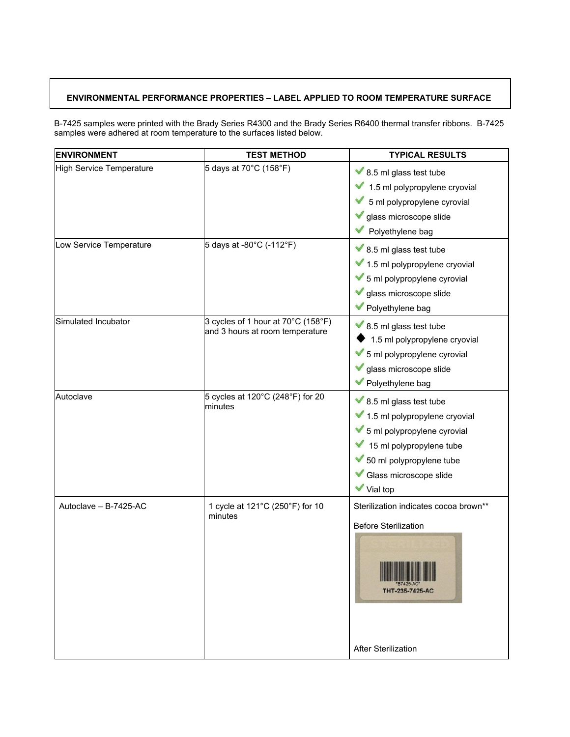## ENVIRONMENTAL PERFORMANCE PROPERTIES – LABEL APPLIED TO ROOM TEMPERATURE SURFACE

B-7425 samples were printed with the Brady Series R4300 and the Brady Series R6400 thermal transfer ribbons. B-7425 samples were adhered at room temperature to the surfaces listed below.

| ENVIRONMENT | TEST METHOD | TYPICAL RESULTS |
|---|---|---|
| High Service Temperature | 5 days at 70°C (158°F) | ✔ 8.5 ml glass test tube<br>✔ 1.5 ml polypropylene cryovial<br>✔ 5 ml polypropylene cyrovial<br>✔ glass microscope slide<br>✔ Polyethylene bag |
| Low Service Temperature | 5 days at -80°C (-112°F) | ✔ 8.5 ml glass test tube<br>✔ 1.5 ml polypropylene cryovial<br>✔ 5 ml polypropylene cyrovial<br>✔ glass microscope slide<br>✔ Polyethylene bag |
| Simulated Incubator | 3 cycles of 1 hour at 70°C (158°F) and 3 hours at room temperature | ✔ 8.5 ml glass test tube<br>◆ 1.5 ml polypropylene cryovial<br>✔ 5 ml polypropylene cyrovial<br>✔ glass microscope slide<br>✔ Polyethylene bag |
| Autoclave | 5 cycles at 120°C (248°F) for 20 minutes | ✔ 8.5 ml glass test tube<br>✔ 1.5 ml polypropylene cryovial<br>✔ 5 ml polypropylene cyrovial<br>✔ 15 ml polypropylene tube<br>✔ 50 ml polypropylene tube<br>✔ Glass microscope slide<br>✔ Vial top |
| Autoclave – B-7425-AC | 1 cycle at 121°C (250°F) for 10 minutes | Sterilization indicates cocoa brown**<br>Before Sterilization<br>STERILIZED<br>*B7425-AC*<br>THT-235-7425-AC<br>After Sterilization |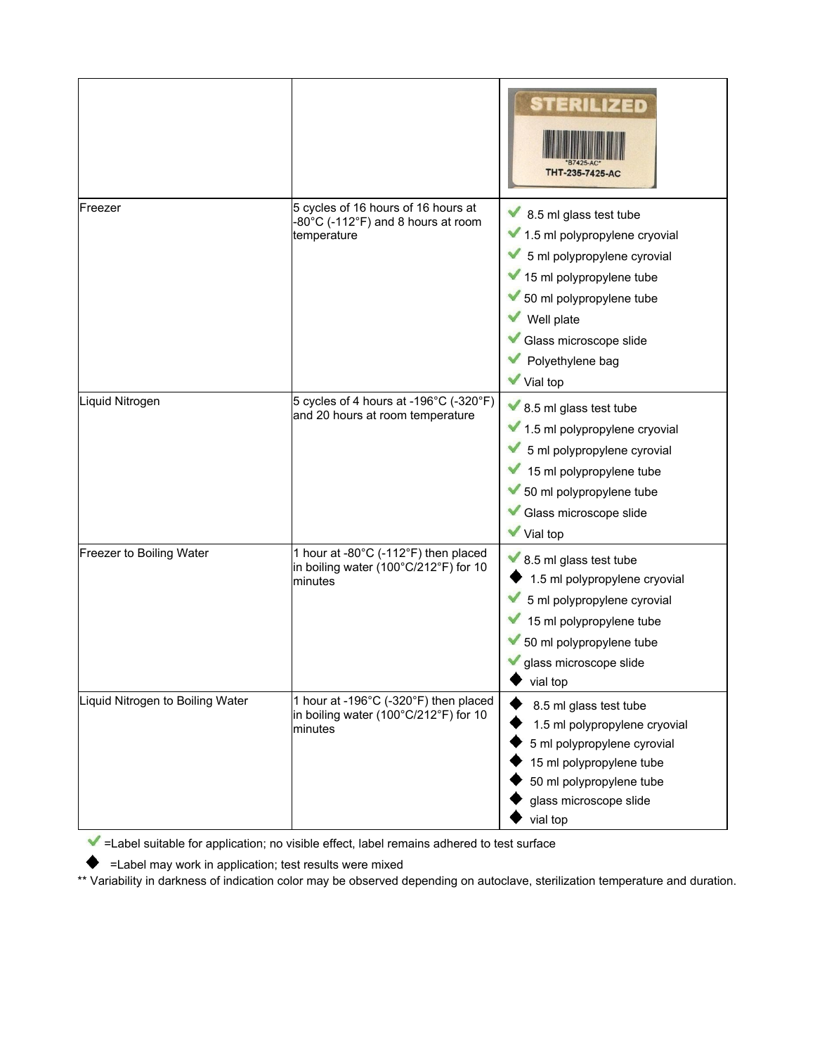| | | STERILIZED "B7425-AC" THT-235-7425-AC |
|---|---|---|
| Freezer | 5 cycles of 16 hours of 16 hours at -80°C (-112°F) and 8 hours at room temperature | ✔ 8.5 ml glass test tube<br>✔ 1.5 ml polypropylene cryovial<br>✔ 5 ml polypropylene cyrovial<br>✔ 15 ml polypropylene tube<br>✔ 50 ml polypropylene tube<br>✔ Well plate<br>✔ Glass microscope slide<br>✔ Polyethylene bag<br>✔ Vial top |
| Liquid Nitrogen | 5 cycles of 4 hours at -196°C (-320°F) and 20 hours at room temperature | ✔ 8.5 ml glass test tube<br>✔ 1.5 ml polypropylene cryovial<br>✔ 5 ml polypropylene cyrovial<br>✔ 15 ml polypropylene tube<br>✔ 50 ml polypropylene tube<br>✔ Glass microscope slide<br>✔ Vial top |
| Freezer to Boiling Water | 1 hour at -80°C (-112°F) then placed in boiling water (100°C/212°F) for 10 minutes | ✔ 8.5 ml glass test tube<br>◆ 1.5 ml polypropylene cryovial<br>✔ 5 ml polypropylene cyrovial<br>✔ 15 ml polypropylene tube<br>✔ 50 ml polypropylene tube<br>✔ glass microscope slide<br>◆ vial top |
| Liquid Nitrogen to Boiling Water | 1 hour at -196°C (-320°F) then placed in boiling water (100°C/212°F) for 10 minutes | ◆ 8.5 ml glass test tube<br>◆ 1.5 ml polypropylene cryovial<br>◆ 5 ml polypropylene cyrovial<br>◆ 15 ml polypropylene tube<br>◆ 50 ml polypropylene tube<br>◆ glass microscope slide<br>◆ vial top |

✔ =Label suitable for application; no visible effect, label remains adhered to test surface

◆ =Label may work in application; test results were mixed

** Variability in darkness of indication color may be observed depending on autoclave, sterilization temperature and duration.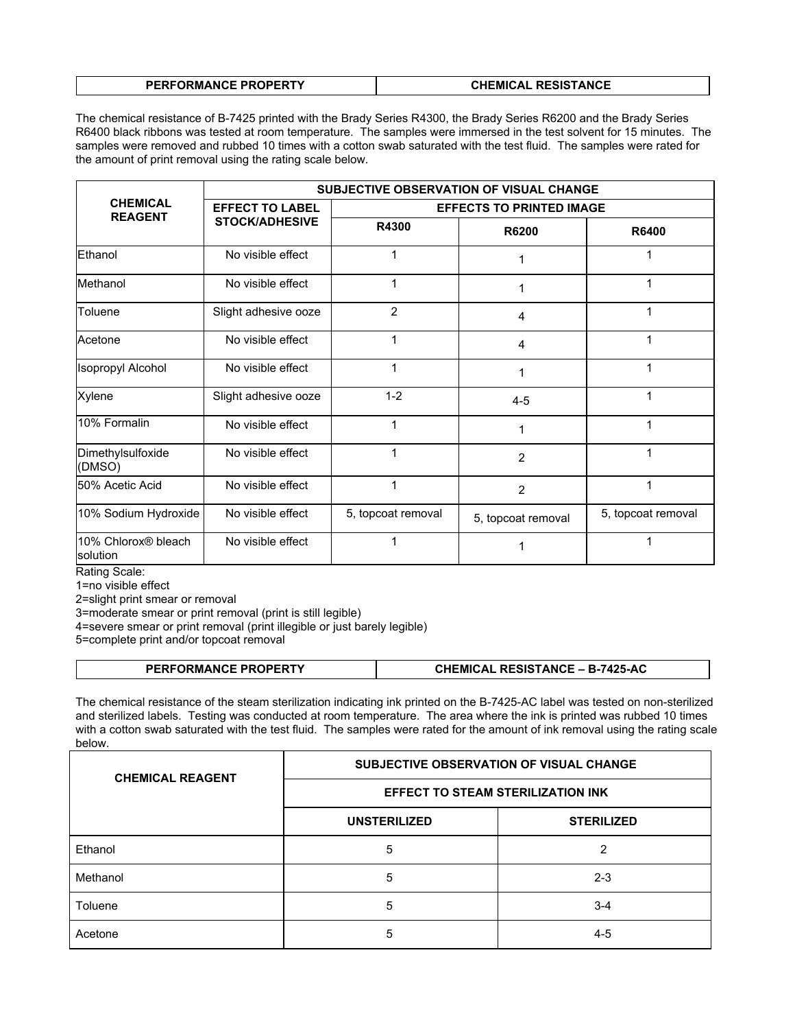| PERFORMANCE PROPERTY | CHEMICAL RESISTANCE |
|---|---|

The chemical resistance of B-7425 printed with the Brady Series R4300, the Brady Series R6200 and the Brady Series R6400 black ribbons was tested at room temperature. The samples were immersed in the test solvent for 15 minutes. The samples were removed and rubbed 10 times with a cotton swab saturated with the test fluid. The samples were rated for the amount of print removal using the rating scale below.

| CHEMICAL REAGENT | SUBJECTIVE OBSERVATION OF VISUAL CHANGE | | | |
|---|---|---|---|---|
| | EFFECT TO LABEL STOCK/ADHESIVE | EFFECTS TO PRINTED IMAGE | | |
| | | R4300 | R6200 | R6400 |
| Ethanol | No visible effect | 1 | 1 | 1 |
| Methanol | No visible effect | 1 | 1 | 1 |
| Toluene | Slight adhesive ooze | 2 | 4 | 1 |
| Acetone | No visible effect | 1 | 4 | 1 |
| Isopropyl Alcohol | No visible effect | 1 | 1 | 1 |
| Xylene | Slight adhesive ooze | 1-2 | 4-5 | 1 |
| 10% Formalin | No visible effect | 1 | 1 | 1 |
| Dimethylsulfoxide (DMSO) | No visible effect | 1 | 2 | 1 |
| 50% Acetic Acid | No visible effect | 1 | 2 | 1 |
| 10% Sodium Hydroxide | No visible effect | 5, topcoat removal | 5, topcoat removal | 5, topcoat removal |
| 10% Chlorox® bleach solution | No visible effect | 1 | 1 | 1 |

Rating Scale:
1=no visible effect
2=slight print smear or removal
3=moderate smear or print removal (print is still legible)
4=severe smear or print removal (print illegible or just barely legible)
5=complete print and/or topcoat removal

| PERFORMANCE PROPERTY | CHEMICAL RESISTANCE – B-7425-AC |
|---|---|

The chemical resistance of the steam sterilization indicating ink printed on the B-7425-AC label was tested on non-sterilized and sterilized labels. Testing was conducted at room temperature. The area where the ink is printed was rubbed 10 times with a cotton swab saturated with the test fluid. The samples were rated for the amount of ink removal using the rating scale below.

| CHEMICAL REAGENT | SUBJECTIVE OBSERVATION OF VISUAL CHANGE | |
|---|---|---|
| | EFFECT TO STEAM STERILIZATION INK | |
| | UNSTERILIZED | STERILIZED |
| Ethanol | 5 | 2 |
| Methanol | 5 | 2-3 |
| Toluene | 5 | 3-4 |
| Acetone | 5 | 4-5 |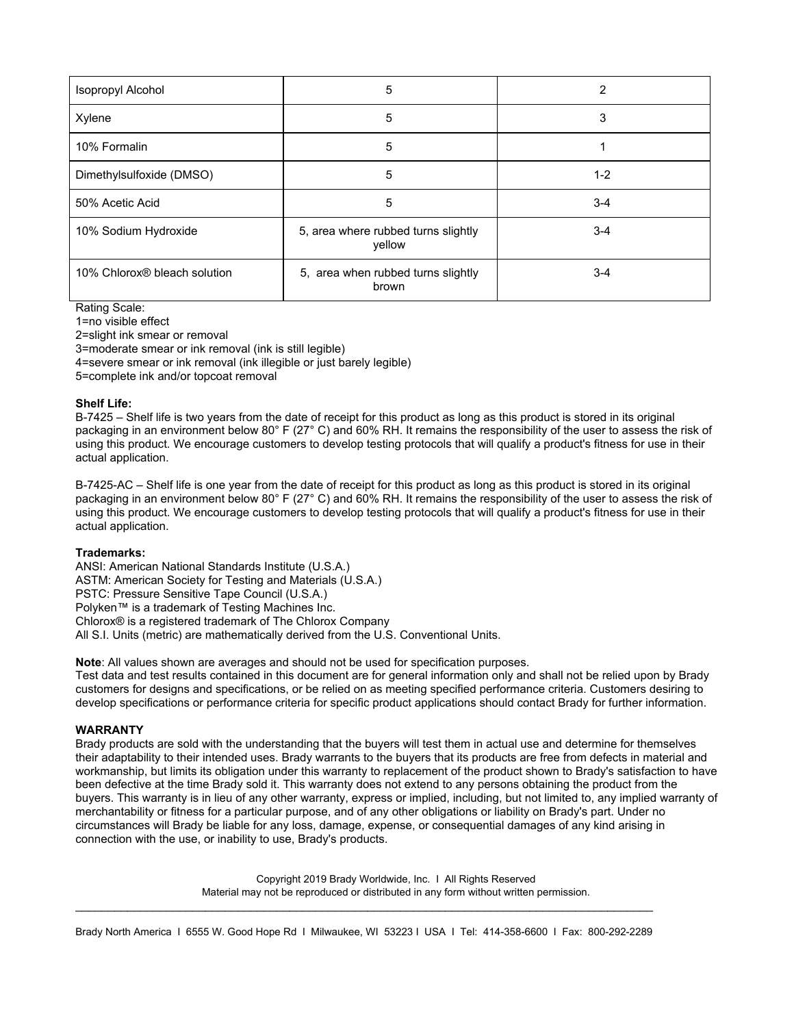| | | |
|---|---|---|
| Isopropyl Alcohol | 5 | 2 |
| Xylene | 5 | 3 |
| 10% Formalin | 5 | 1 |
| Dimethylsulfoxide (DMSO) | 5 | 1-2 |
| 50% Acetic Acid | 5 | 3-4 |
| 10% Sodium Hydroxide | 5, area where rubbed turns slightly yellow | 3-4 |
| 10% Chlorox® bleach solution | 5, area when rubbed turns slightly brown | 3-4 |

Rating Scale:
1=no visible effect
2=slight ink smear or removal
3=moderate smear or ink removal (ink is still legible)
4=severe smear or ink removal (ink illegible or just barely legible)
5=complete ink and/or topcoat removal

**Shelf Life:**
B-7425 – Shelf life is two years from the date of receipt for this product as long as this product is stored in its original packaging in an environment below 80° F (27° C) and 60% RH. It remains the responsibility of the user to assess the risk of using this product. We encourage customers to develop testing protocols that will qualify a product's fitness for use in their actual application.

B-7425-AC – Shelf life is one year from the date of receipt for this product as long as this product is stored in its original packaging in an environment below 80° F (27° C) and 60% RH. It remains the responsibility of the user to assess the risk of using this product. We encourage customers to develop testing protocols that will qualify a product's fitness for use in their actual application.

**Trademarks:**
ANSI: American National Standards Institute (U.S.A.)
ASTM: American Society for Testing and Materials (U.S.A.)
PSTC: Pressure Sensitive Tape Council (U.S.A.)
Polyken™ is a trademark of Testing Machines Inc.
Chlorox® is a registered trademark of The Chlorox Company
All S.I. Units (metric) are mathematically derived from the U.S. Conventional Units.

**Note**: All values shown are averages and should not be used for specification purposes.
Test data and test results contained in this document are for general information only and shall not be relied upon by Brady customers for designs and specifications, or be relied on as meeting specified performance criteria. Customers desiring to develop specifications or performance criteria for specific product applications should contact Brady for further information.

**WARRANTY**
Brady products are sold with the understanding that the buyers will test them in actual use and determine for themselves their adaptability to their intended uses. Brady warrants to the buyers that its products are free from defects in material and workmanship, but limits its obligation under this warranty to replacement of the product shown to Brady's satisfaction to have been defective at the time Brady sold it. This warranty does not extend to any persons obtaining the product from the buyers. This warranty is in lieu of any other warranty, express or implied, including, but not limited to, any implied warranty of merchantability or fitness for a particular purpose, and of any other obligations or liability on Brady's part. Under no circumstances will Brady be liable for any loss, damage, expense, or consequential damages of any kind arising in connection with the use, or inability to use, Brady's products.

Copyright 2019 Brady Worldwide, Inc. I All Rights Reserved
Material may not be reproduced or distributed in any form without written permission.

Brady North America I 6555 W. Good Hope Rd I Milwaukee, WI 53223 I USA I Tel: 414-358-6600 I Fax: 800-292-2289